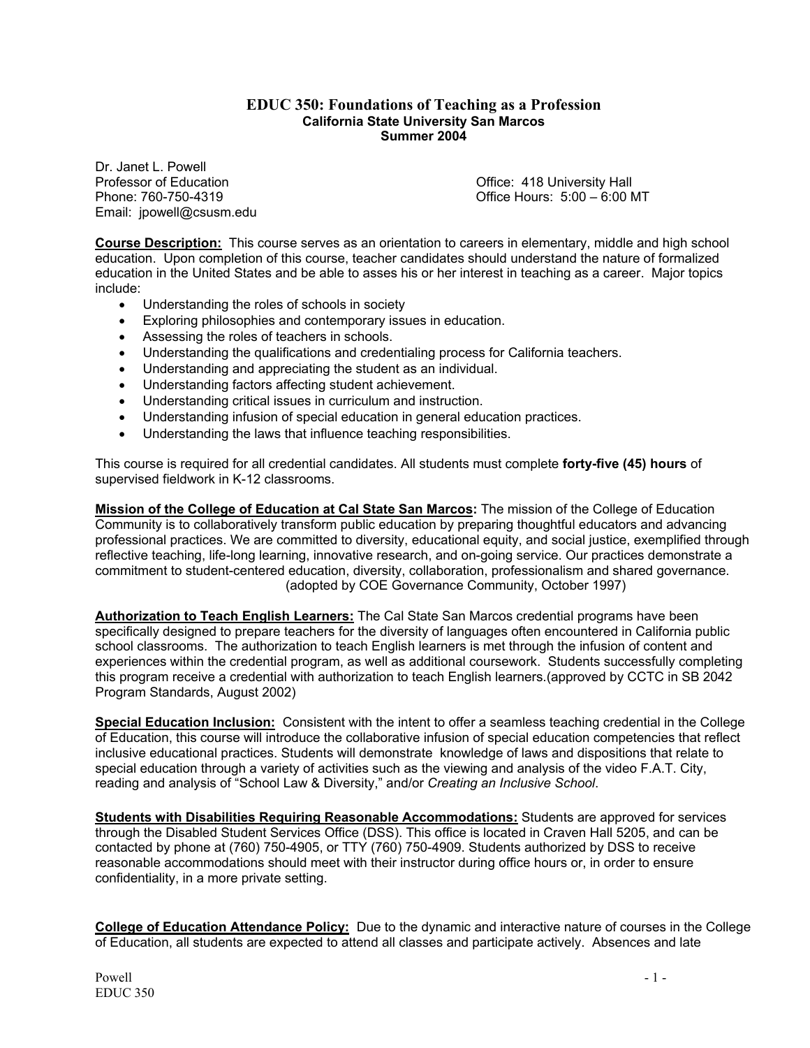# EDUC 350: Foundations of Teaching as a Profession

**California State University San Marcos**
**Summer 2004**

Dr. Janet L. Powell
Professor of Education
Phone: 760-750-4319
Email: jpowell@csusm.edu

Office: 418 University Hall
Office Hours: 5:00 – 6:00 MT

**Course Description:** This course serves as an orientation to careers in elementary, middle and high school education. Upon completion of this course, teacher candidates should understand the nature of formalized education in the United States and be able to asses his or her interest in teaching as a career. Major topics include:

- Understanding the roles of schools in society
- Exploring philosophies and contemporary issues in education.
- Assessing the roles of teachers in schools.
- Understanding the qualifications and credentialing process for California teachers.
- Understanding and appreciating the student as an individual.
- Understanding factors affecting student achievement.
- Understanding critical issues in curriculum and instruction.
- Understanding infusion of special education in general education practices.
- Understanding the laws that influence teaching responsibilities.

This course is required for all credential candidates. All students must complete **forty-five (45) hours** of supervised fieldwork in K-12 classrooms.

**Mission of the College of Education at Cal State San Marcos:** The mission of the College of Education Community is to collaboratively transform public education by preparing thoughtful educators and advancing professional practices. We are committed to diversity, educational equity, and social justice, exemplified through reflective teaching, life-long learning, innovative research, and on-going service. Our practices demonstrate a commitment to student-centered education, diversity, collaboration, professionalism and shared governance. (adopted by COE Governance Community, October 1997)

**Authorization to Teach English Learners:** The Cal State San Marcos credential programs have been specifically designed to prepare teachers for the diversity of languages often encountered in California public school classrooms. The authorization to teach English learners is met through the infusion of content and experiences within the credential program, as well as additional coursework. Students successfully completing this program receive a credential with authorization to teach English learners.(approved by CCTC in SB 2042 Program Standards, August 2002)

**Special Education Inclusion:** Consistent with the intent to offer a seamless teaching credential in the College of Education, this course will introduce the collaborative infusion of special education competencies that reflect inclusive educational practices. Students will demonstrate knowledge of laws and dispositions that relate to special education through a variety of activities such as the viewing and analysis of the video F.A.T. City, reading and analysis of "School Law & Diversity," and/or *Creating an Inclusive School*.

**Students with Disabilities Requiring Reasonable Accommodations:** Students are approved for services through the Disabled Student Services Office (DSS). This office is located in Craven Hall 5205, and can be contacted by phone at (760) 750-4905, or TTY (760) 750-4909. Students authorized by DSS to receive reasonable accommodations should meet with their instructor during office hours or, in order to ensure confidentiality, in a more private setting.

**College of Education Attendance Policy:** Due to the dynamic and interactive nature of courses in the College of Education, all students are expected to attend all classes and participate actively. Absences and late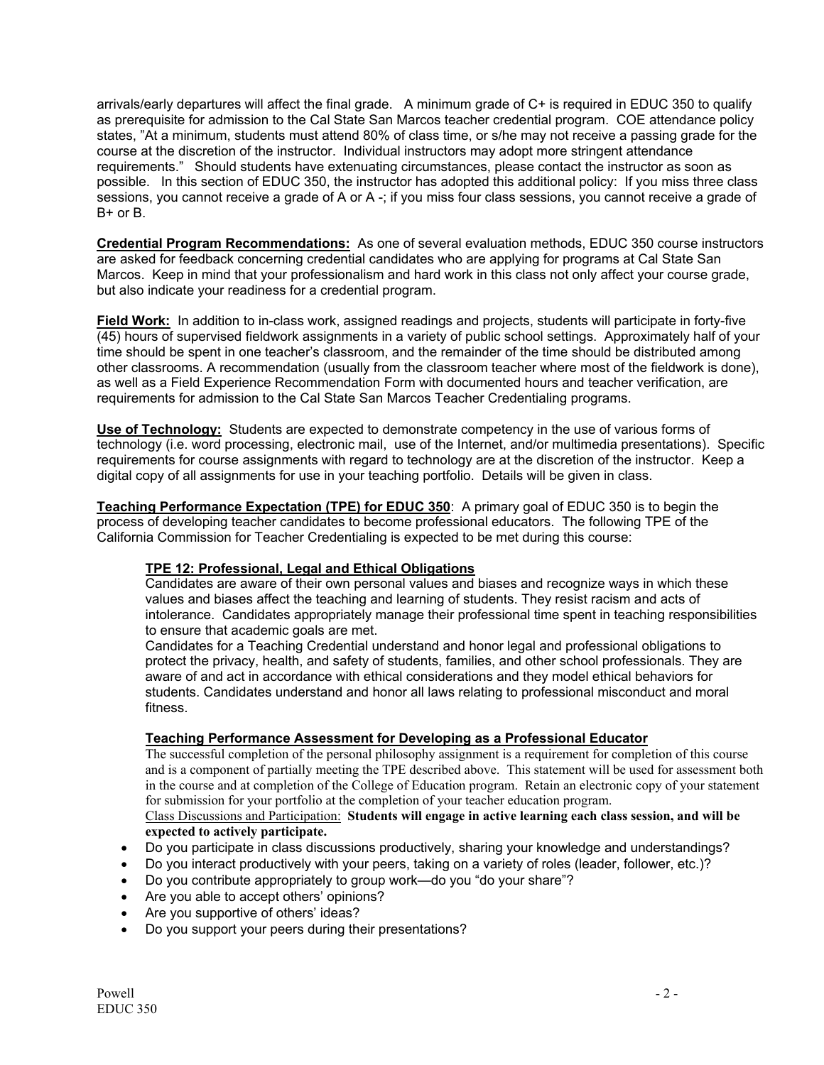arrivals/early departures will affect the final grade. A minimum grade of C+ is required in EDUC 350 to qualify as prerequisite for admission to the Cal State San Marcos teacher credential program. COE attendance policy states, "At a minimum, students must attend 80% of class time, or s/he may not receive a passing grade for the course at the discretion of the instructor. Individual instructors may adopt more stringent attendance requirements." Should students have extenuating circumstances, please contact the instructor as soon as possible. In this section of EDUC 350, the instructor has adopted this additional policy: If you miss three class sessions, you cannot receive a grade of A or A -; if you miss four class sessions, you cannot receive a grade of B+ or B.

**Credential Program Recommendations:** As one of several evaluation methods, EDUC 350 course instructors are asked for feedback concerning credential candidates who are applying for programs at Cal State San Marcos. Keep in mind that your professionalism and hard work in this class not only affect your course grade, but also indicate your readiness for a credential program.

**Field Work:** In addition to in-class work, assigned readings and projects, students will participate in forty-five (45) hours of supervised fieldwork assignments in a variety of public school settings. Approximately half of your time should be spent in one teacher's classroom, and the remainder of the time should be distributed among other classrooms. A recommendation (usually from the classroom teacher where most of the fieldwork is done), as well as a Field Experience Recommendation Form with documented hours and teacher verification, are requirements for admission to the Cal State San Marcos Teacher Credentialing programs.

**Use of Technology:** Students are expected to demonstrate competency in the use of various forms of technology (i.e. word processing, electronic mail, use of the Internet, and/or multimedia presentations). Specific requirements for course assignments with regard to technology are at the discretion of the instructor. Keep a digital copy of all assignments for use in your teaching portfolio. Details will be given in class.

**Teaching Performance Expectation (TPE) for EDUC 350**: A primary goal of EDUC 350 is to begin the process of developing teacher candidates to become professional educators. The following TPE of the California Commission for Teacher Credentialing is expected to be met during this course:

**TPE 12: Professional, Legal and Ethical Obligations**

Candidates are aware of their own personal values and biases and recognize ways in which these values and biases affect the teaching and learning of students. They resist racism and acts of intolerance. Candidates appropriately manage their professional time spent in teaching responsibilities to ensure that academic goals are met.

Candidates for a Teaching Credential understand and honor legal and professional obligations to protect the privacy, health, and safety of students, families, and other school professionals. They are aware of and act in accordance with ethical considerations and they model ethical behaviors for students. Candidates understand and honor all laws relating to professional misconduct and moral fitness.

**Teaching Performance Assessment for Developing as a Professional Educator**

The successful completion of the personal philosophy assignment is a requirement for completion of this course and is a component of partially meeting the TPE described above. This statement will be used for assessment both in the course and at completion of the College of Education program. Retain an electronic copy of your statement for submission for your portfolio at the completion of your teacher education program.

Class Discussions and Participation: **Students will engage in active learning each class session, and will be expected to actively participate.**

- Do you participate in class discussions productively, sharing your knowledge and understandings?
- Do you interact productively with your peers, taking on a variety of roles (leader, follower, etc.)?
- Do you contribute appropriately to group work—do you "do your share"?
- Are you able to accept others' opinions?
- Are you supportive of others' ideas?
- Do you support your peers during their presentations?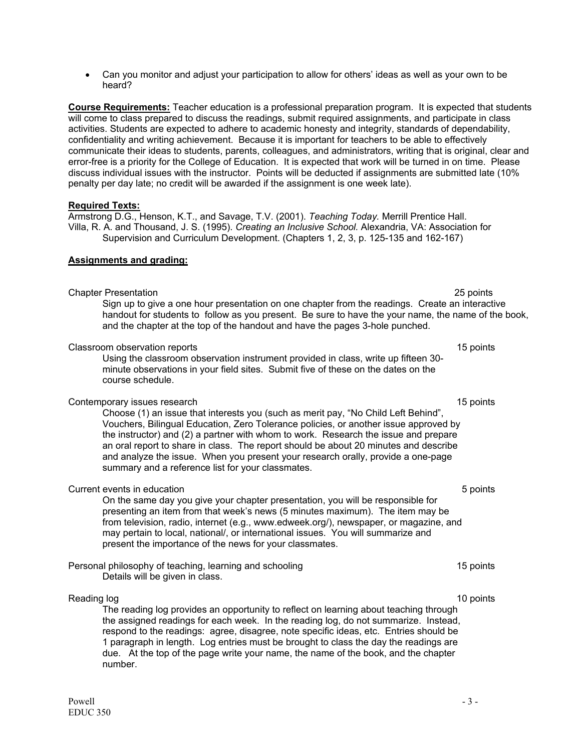- Can you monitor and adjust your participation to allow for others' ideas as well as your own to be heard?

**Course Requirements:** Teacher education is a professional preparation program. It is expected that students will come to class prepared to discuss the readings, submit required assignments, and participate in class activities. Students are expected to adhere to academic honesty and integrity, standards of dependability, confidentiality and writing achievement. Because it is important for teachers to be able to effectively communicate their ideas to students, parents, colleagues, and administrators, writing that is original, clear and error-free is a priority for the College of Education. It is expected that work will be turned in on time. Please discuss individual issues with the instructor. Points will be deducted if assignments are submitted late (10% penalty per day late; no credit will be awarded if the assignment is one week late).

**Required Texts:**

Armstrong D.G., Henson, K.T., and Savage, T.V. (2001). *Teaching Today.* Merrill Prentice Hall.

Villa, R. A. and Thousand, J. S. (1995). *Creating an Inclusive School.* Alexandria, VA: Association for Supervision and Curriculum Development. (Chapters 1, 2, 3, p. 125-135 and 162-167)

**Assignments and grading:**

Chapter Presentation — 25 points

Sign up to give a one hour presentation on one chapter from the readings. Create an interactive handout for students to follow as you present. Be sure to have the your name, the name of the book, and the chapter at the top of the handout and have the pages 3-hole punched.

Classroom observation reports — 15 points

Using the classroom observation instrument provided in class, write up fifteen 30-minute observations in your field sites. Submit five of these on the dates on the course schedule.

Contemporary issues research — 15 points

Choose (1) an issue that interests you (such as merit pay, "No Child Left Behind", Vouchers, Bilingual Education, Zero Tolerance policies, or another issue approved by the instructor) and (2) a partner with whom to work. Research the issue and prepare an oral report to share in class. The report should be about 20 minutes and describe and analyze the issue. When you present your research orally, provide a one-page summary and a reference list for your classmates.

Current events in education — 5 points

On the same day you give your chapter presentation, you will be responsible for presenting an item from that week's news (5 minutes maximum). The item may be from television, radio, internet (e.g., www.edweek.org/), newspaper, or magazine, and may pertain to local, national/, or international issues. You will summarize and present the importance of the news for your classmates.

Personal philosophy of teaching, learning and schooling — 15 points

Details will be given in class.

Reading log — 10 points

The reading log provides an opportunity to reflect on learning about teaching through the assigned readings for each week. In the reading log, do not summarize. Instead, respond to the readings: agree, disagree, note specific ideas, etc. Entries should be 1 paragraph in length. Log entries must be brought to class the day the readings are due. At the top of the page write your name, the name of the book, and the chapter number.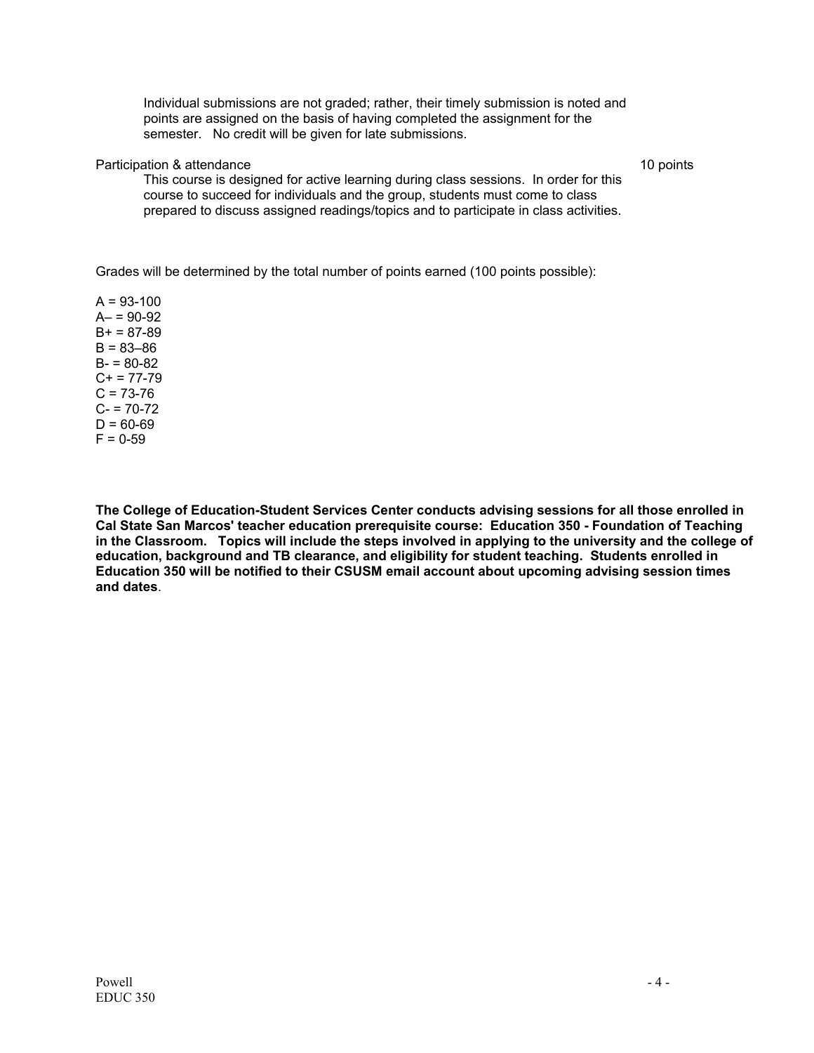Individual submissions are not graded; rather, their timely submission is noted and points are assigned on the basis of having completed the assignment for the semester. No credit will be given for late submissions.

Participation & attendance — 10 points

This course is designed for active learning during class sessions. In order for this course to succeed for individuals and the group, students must come to class prepared to discuss assigned readings/topics and to participate in class activities.

Grades will be determined by the total number of points earned (100 points possible):

A = 93-100
A– = 90-92
B+ = 87-89
B = 83–86
B- = 80-82
C+ = 77-79
C = 73-76
C- = 70-72
D = 60-69
F = 0-59

**The College of Education-Student Services Center conducts advising sessions for all those enrolled in Cal State San Marcos' teacher education prerequisite course: Education 350 - Foundation of Teaching in the Classroom. Topics will include the steps involved in applying to the university and the college of education, background and TB clearance, and eligibility for student teaching. Students enrolled in Education 350 will be notified to their CSUSM email account about upcoming advising session times and dates**.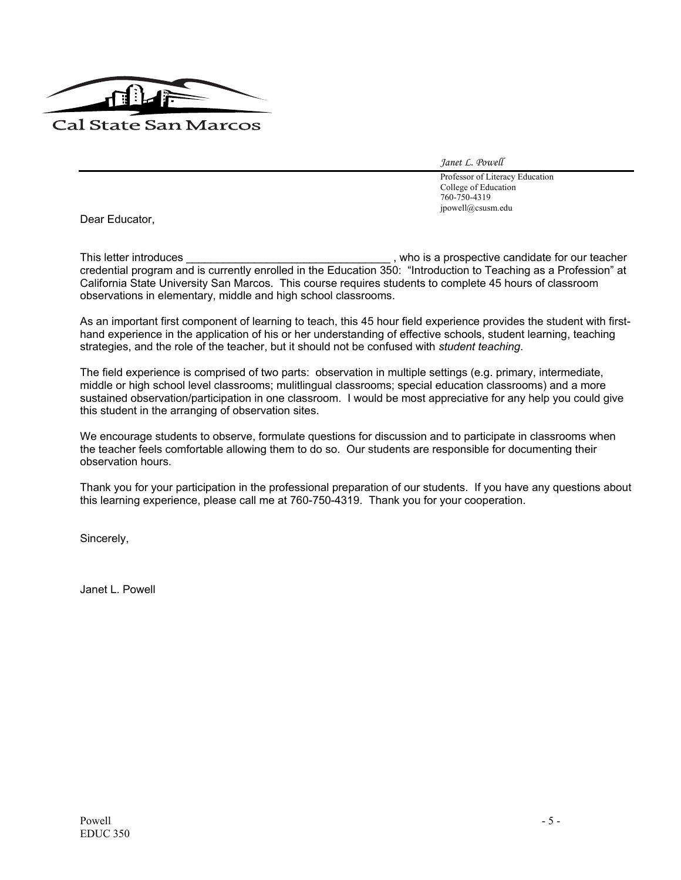Cal State San Marcos

*Janet L. Powell*

Professor of Literacy Education
College of Education
760-750-4319
jpowell@csusm.edu

Dear Educator,

This letter introduces _________________________________ , who is a prospective candidate for our teacher credential program and is currently enrolled in the Education 350: "Introduction to Teaching as a Profession" at California State University San Marcos. This course requires students to complete 45 hours of classroom observations in elementary, middle and high school classrooms.

As an important first component of learning to teach, this 45 hour field experience provides the student with first-hand experience in the application of his or her understanding of effective schools, student learning, teaching strategies, and the role of the teacher, but it should not be confused with *student teaching*.

The field experience is comprised of two parts: observation in multiple settings (e.g. primary, intermediate, middle or high school level classrooms; mulitlingual classrooms; special education classrooms) and a more sustained observation/participation in one classroom. I would be most appreciative for any help you could give this student in the arranging of observation sites.

We encourage students to observe, formulate questions for discussion and to participate in classrooms when the teacher feels comfortable allowing them to do so. Our students are responsible for documenting their observation hours.

Thank you for your participation in the professional preparation of our students. If you have any questions about this learning experience, please call me at 760-750-4319. Thank you for your cooperation.

Sincerely,

Janet L. Powell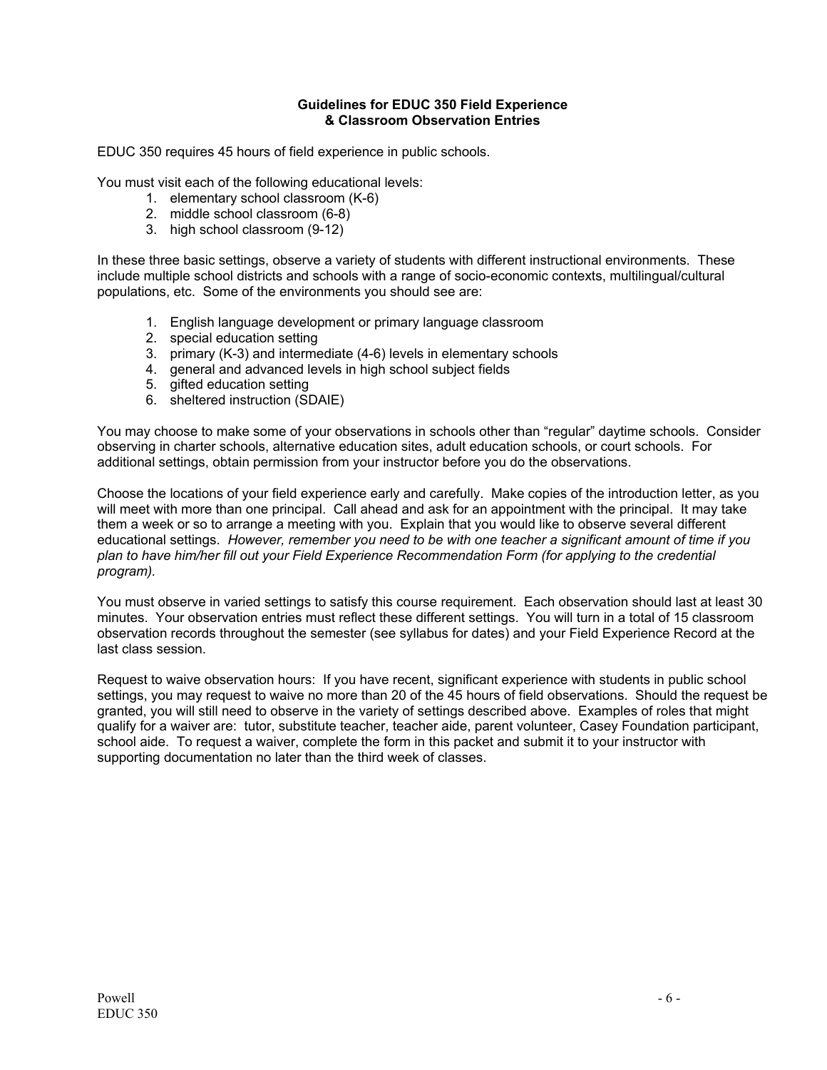## Guidelines for EDUC 350 Field Experience & Classroom Observation Entries

EDUC 350 requires 45 hours of field experience in public schools.

You must visit each of the following educational levels:

1. elementary school classroom (K-6)
2. middle school classroom (6-8)
3. high school classroom (9-12)

In these three basic settings, observe a variety of students with different instructional environments. These include multiple school districts and schools with a range of socio-economic contexts, multilingual/cultural populations, etc. Some of the environments you should see are:

1. English language development or primary language classroom
2. special education setting
3. primary (K-3) and intermediate (4-6) levels in elementary schools
4. general and advanced levels in high school subject fields
5. gifted education setting
6. sheltered instruction (SDAIE)

You may choose to make some of your observations in schools other than "regular" daytime schools. Consider observing in charter schools, alternative education sites, adult education schools, or court schools. For additional settings, obtain permission from your instructor before you do the observations.

Choose the locations of your field experience early and carefully. Make copies of the introduction letter, as you will meet with more than one principal. Call ahead and ask for an appointment with the principal. It may take them a week or so to arrange a meeting with you. Explain that you would like to observe several different educational settings. *However, remember you need to be with one teacher a significant amount of time if you plan to have him/her fill out your Field Experience Recommendation Form (for applying to the credential program).*

You must observe in varied settings to satisfy this course requirement. Each observation should last at least 30 minutes. Your observation entries must reflect these different settings. You will turn in a total of 15 classroom observation records throughout the semester (see syllabus for dates) and your Field Experience Record at the last class session.

Request to waive observation hours: If you have recent, significant experience with students in public school settings, you may request to waive no more than 20 of the 45 hours of field observations. Should the request be granted, you will still need to observe in the variety of settings described above. Examples of roles that might qualify for a waiver are: tutor, substitute teacher, teacher aide, parent volunteer, Casey Foundation participant, school aide. To request a waiver, complete the form in this packet and submit it to your instructor with supporting documentation no later than the third week of classes.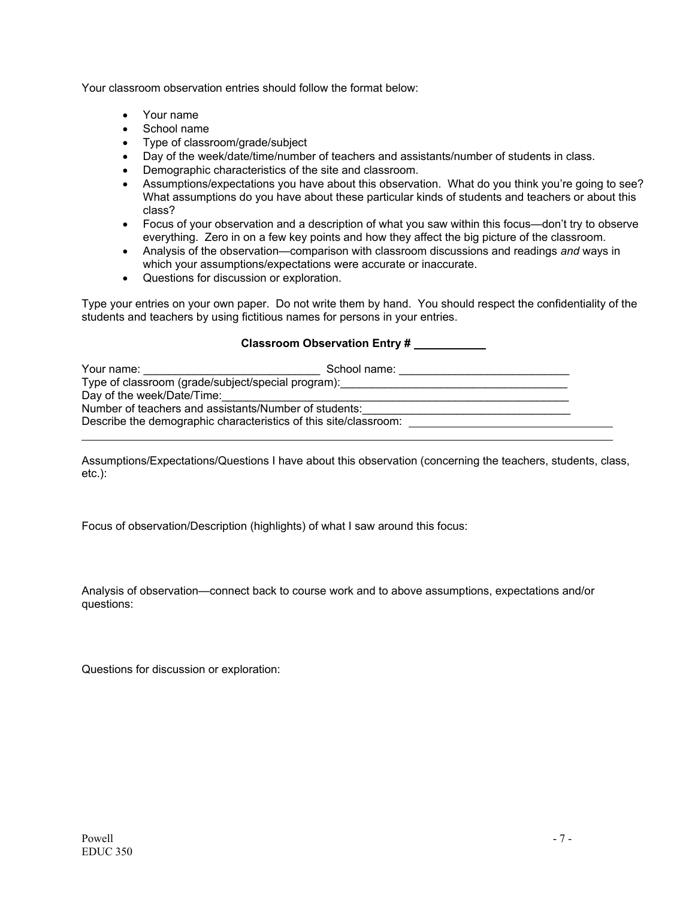Your classroom observation entries should follow the format below:

- Your name
- School name
- Type of classroom/grade/subject
- Day of the week/date/time/number of teachers and assistants/number of students in class.
- Demographic characteristics of the site and classroom.
- Assumptions/expectations you have about this observation. What do you think you're going to see? What assumptions do you have about these particular kinds of students and teachers or about this class?
- Focus of your observation and a description of what you saw within this focus—don't try to observe everything. Zero in on a few key points and how they affect the big picture of the classroom.
- Analysis of the observation—comparison with classroom discussions and readings *and* ways in which your assumptions/expectations were accurate or inaccurate.
- Questions for discussion or exploration.

Type your entries on your own paper. Do not write them by hand. You should respect the confidentiality of the students and teachers by using fictitious names for persons in your entries.

**Classroom Observation Entry # \_\_\_\_\_\_\_\_\_\_\_**

Your name: \_\_\_\_\_\_\_\_\_\_\_\_\_\_\_\_\_\_\_\_\_\_\_\_\_\_\_\_ School name: \_\_\_\_\_\_\_\_\_\_\_\_\_\_\_\_\_\_\_\_\_\_\_\_\_\_\_\_

Type of classroom (grade/subject/special program):\_\_\_\_\_\_\_\_\_\_\_\_\_\_\_\_\_\_\_\_\_\_\_\_\_\_\_\_\_\_\_\_\_\_\_\_

Day of the week/Date/Time:\_\_\_\_\_\_\_\_\_\_\_\_\_\_\_\_\_\_\_\_\_\_\_\_\_\_\_\_\_\_\_\_\_\_\_\_\_\_\_\_\_\_\_\_\_\_\_\_\_\_\_\_\_\_\_\_\_\_

Number of teachers and assistants/Number of students:\_\_\_\_\_\_\_\_\_\_\_\_\_\_\_\_\_\_\_\_\_\_\_\_\_\_\_\_\_\_\_\_\_

Describe the demographic characteristics of this site/classroom: \_\_\_\_\_\_\_\_\_\_\_\_\_\_\_\_\_\_\_\_\_\_\_\_\_\_\_\_\_\_\_\_\_

\_\_\_\_\_\_\_\_\_\_\_\_\_\_\_\_\_\_\_\_\_\_\_\_\_\_\_\_\_\_\_\_\_\_\_\_\_\_\_\_\_\_\_\_\_\_\_\_\_\_\_\_\_\_\_\_\_\_\_\_\_\_\_\_\_\_\_\_\_\_\_\_\_\_\_\_\_\_\_\_\_\_\_\_\_\_\_\_\_\_\_

Assumptions/Expectations/Questions I have about this observation (concerning the teachers, students, class, etc.):

Focus of observation/Description (highlights) of what I saw around this focus:

Analysis of observation—connect back to course work and to above assumptions, expectations and/or questions:

Questions for discussion or exploration: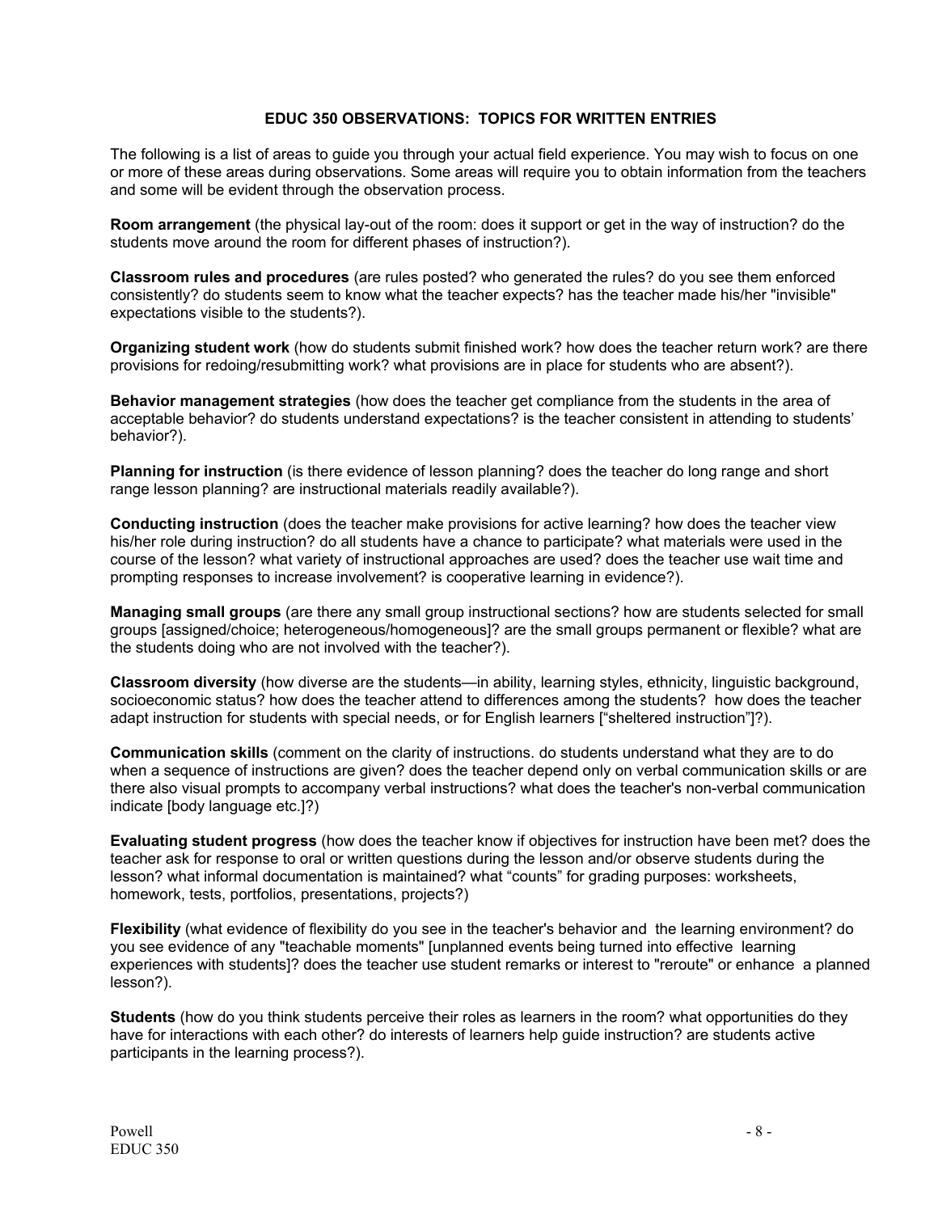## EDUC 350 OBSERVATIONS: TOPICS FOR WRITTEN ENTRIES

The following is a list of areas to guide you through your actual field experience. You may wish to focus on one or more of these areas during observations. Some areas will require you to obtain information from the teachers and some will be evident through the observation process.

**Room arrangement** (the physical lay-out of the room: does it support or get in the way of instruction? do the students move around the room for different phases of instruction?).

**Classroom rules and procedures** (are rules posted? who generated the rules? do you see them enforced consistently? do students seem to know what the teacher expects? has the teacher made his/her "invisible" expectations visible to the students?).

**Organizing student work** (how do students submit finished work? how does the teacher return work? are there provisions for redoing/resubmitting work? what provisions are in place for students who are absent?).

**Behavior management strategies** (how does the teacher get compliance from the students in the area of acceptable behavior? do students understand expectations? is the teacher consistent in attending to students' behavior?).

**Planning for instruction** (is there evidence of lesson planning? does the teacher do long range and short range lesson planning? are instructional materials readily available?).

**Conducting instruction** (does the teacher make provisions for active learning? how does the teacher view his/her role during instruction? do all students have a chance to participate? what materials were used in the course of the lesson? what variety of instructional approaches are used? does the teacher use wait time and prompting responses to increase involvement? is cooperative learning in evidence?).

**Managing small groups** (are there any small group instructional sections? how are students selected for small groups [assigned/choice; heterogeneous/homogeneous]? are the small groups permanent or flexible? what are the students doing who are not involved with the teacher?).

**Classroom diversity** (how diverse are the students—in ability, learning styles, ethnicity, linguistic background, socioeconomic status? how does the teacher attend to differences among the students? how does the teacher adapt instruction for students with special needs, or for English learners ["sheltered instruction"]?).

**Communication skills** (comment on the clarity of instructions. do students understand what they are to do when a sequence of instructions are given? does the teacher depend only on verbal communication skills or are there also visual prompts to accompany verbal instructions? what does the teacher's non-verbal communication indicate [body language etc.]?)

**Evaluating student progress** (how does the teacher know if objectives for instruction have been met? does the teacher ask for response to oral or written questions during the lesson and/or observe students during the lesson? what informal documentation is maintained? what "counts" for grading purposes: worksheets, homework, tests, portfolios, presentations, projects?)

**Flexibility** (what evidence of flexibility do you see in the teacher's behavior and the learning environment? do you see evidence of any "teachable moments" [unplanned events being turned into effective learning experiences with students]? does the teacher use student remarks or interest to "reroute" or enhance a planned lesson?).

**Students** (how do you think students perceive their roles as learners in the room? what opportunities do they have for interactions with each other? do interests of learners help guide instruction? are students active participants in the learning process?).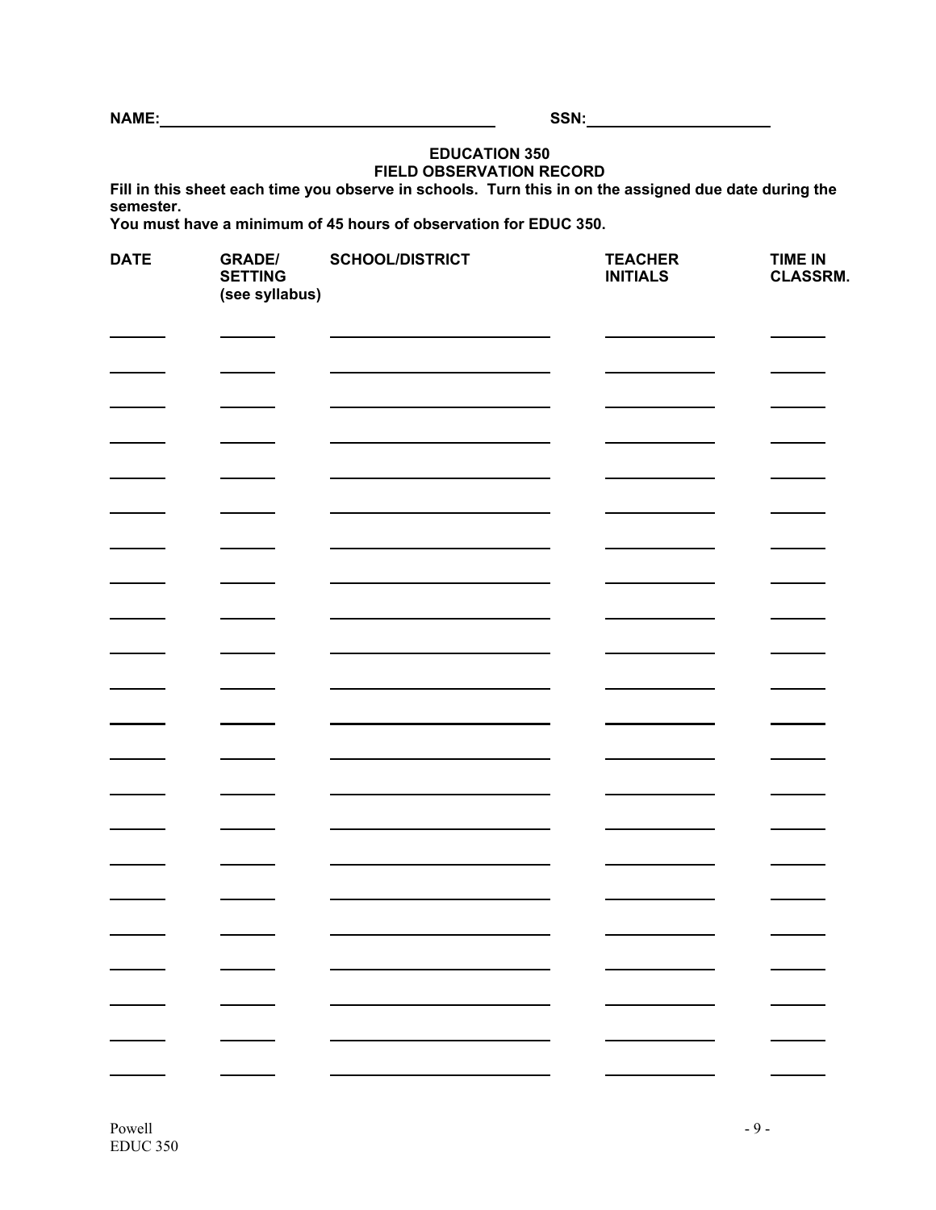**NAME:** ______________________________ **SSN:** ____________________

## EDUCATION 350
## FIELD OBSERVATION RECORD

**Fill in this sheet each time you observe in schools. Turn this in on the assigned due date during the semester.**

**You must have a minimum of 45 hours of observation for EDUC 350.**

| DATE | GRADE/ SETTING (see syllabus) | SCHOOL/DISTRICT | TEACHER INITIALS | TIME IN CLASSRM. |
|---|---|---|---|---|
| | | | | |
| | | | | |
| | | | | |
| | | | | |
| | | | | |
| | | | | |
| | | | | |
| | | | | |
| | | | | |
| | | | | |
| | | | | |
| | | | | |
| | | | | |
| | | | | |
| | | | | |
| | | | | |
| | | | | |
| | | | | |
| | | | | |
| | | | | |
| | | | | |
| | | | | |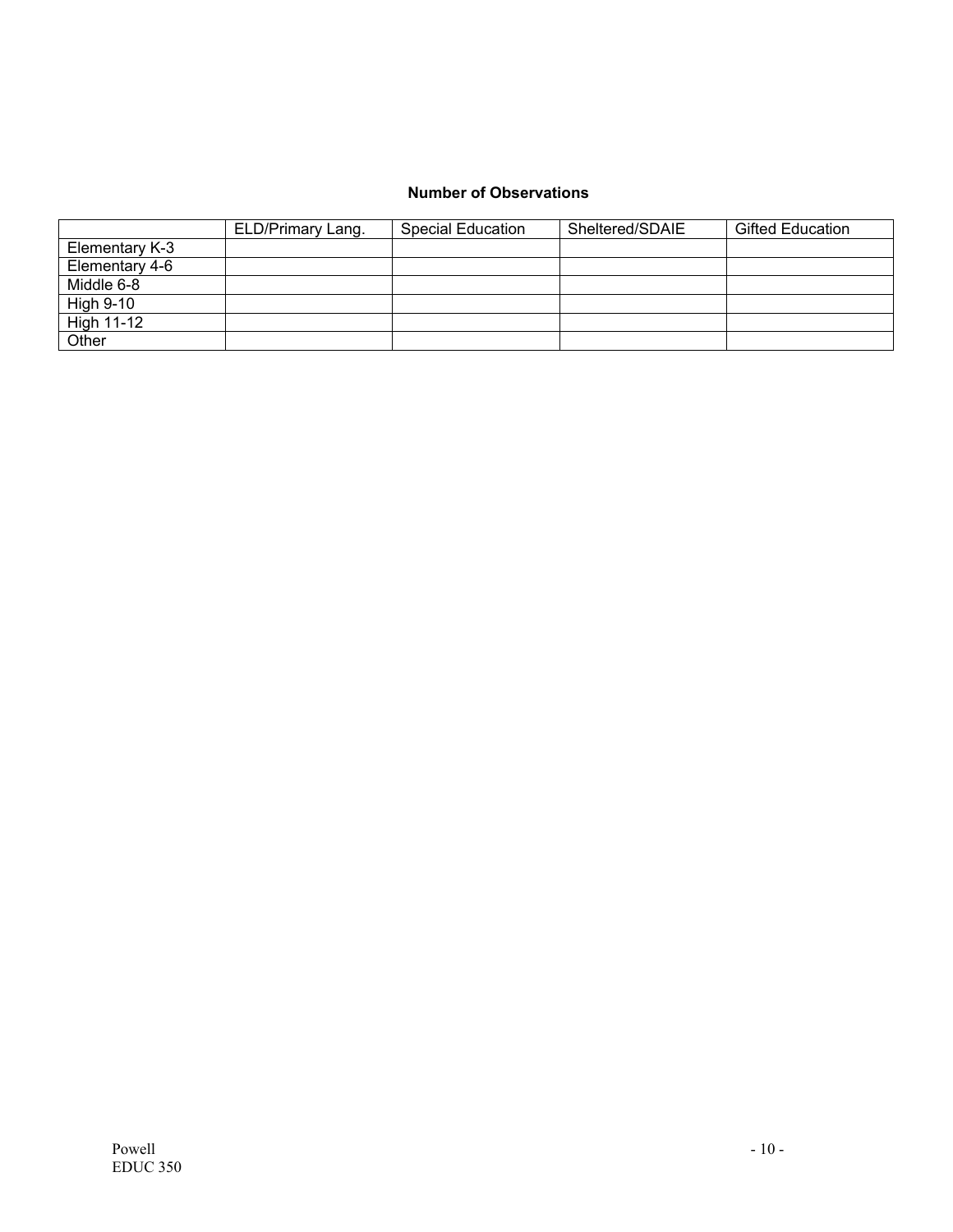**Number of Observations**

| | ELD/Primary Lang. | Special Education | Sheltered/SDAIE | Gifted Education |
|---|---|---|---|---|
| Elementary K-3 | | | | |
| Elementary 4-6 | | | | |
| Middle 6-8 | | | | |
| High 9-10 | | | | |
| High 11-12 | | | | |
| Other | | | | |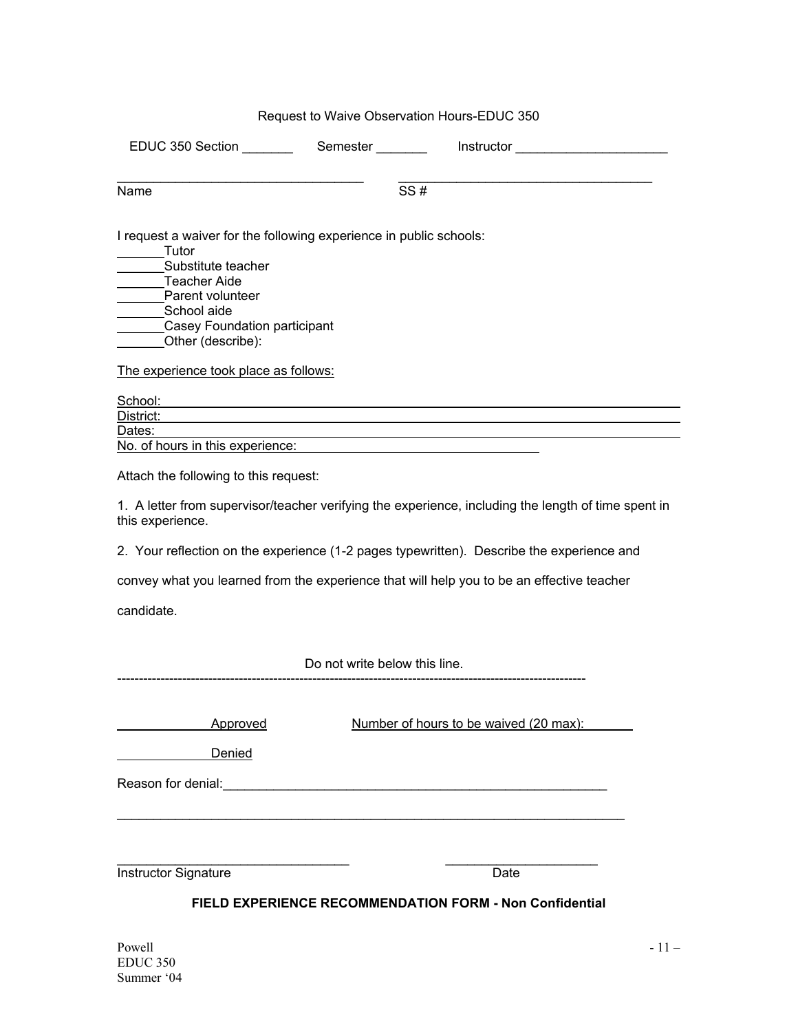# Request to Waive Observation Hours-EDUC 350

EDUC 350 Section _______ Semester _______ Instructor _____________________

___________________________________ ___________________________________

Name SS #

I request a waiver for the following experience in public schools:

_______Tutor
_______Substitute teacher
_______Teacher Aide
_______Parent volunteer
_______School aide
_______Casey Foundation participant
_______Other (describe):

The experience took place as follows:

School: _______________________________________________________________

District: _______________________________________________________________

Dates: _______________________________________________________________

No. of hours in this experience: _________________________________

Attach the following to this request:

1. A letter from supervisor/teacher verifying the experience, including the length of time spent in this experience.

2. Your reflection on the experience (1-2 pages typewritten). Describe the experience and convey what you learned from the experience that will help you to be an effective teacher candidate.

Do not write below this line.

---

_____________ Approved Number of hours to be waived (20 max): _______

_____________ Denied

Reason for denial: _______________________________________________________

__________________________________________________________________________

_________________________________ _____________________

Instructor Signature Date

**FIELD EXPERIENCE RECOMMENDATION FORM - Non Confidential**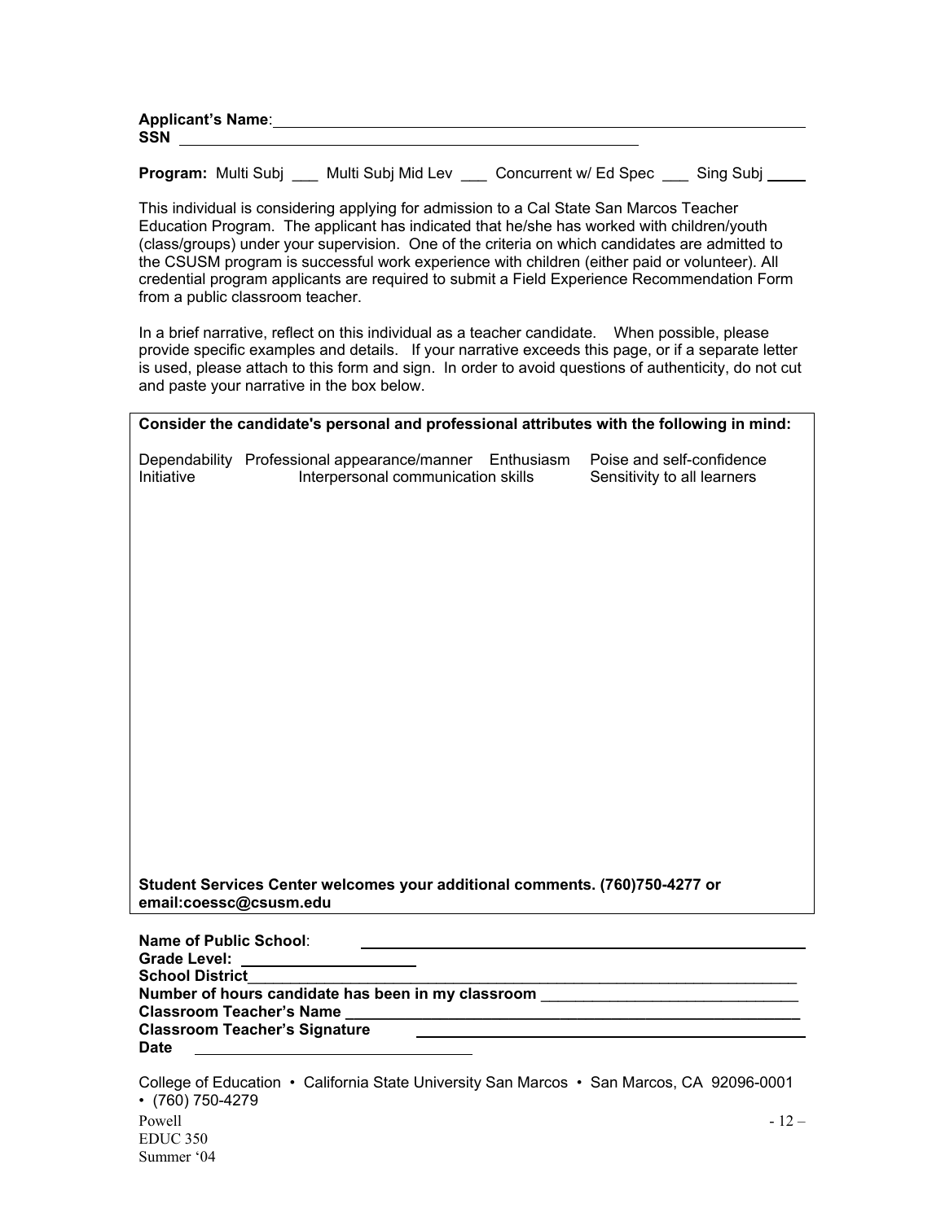**Applicant's Name**: ____________________________________________
**SSN** ____________________________________________

**Program:** Multi Subj ___ Multi Subj Mid Lev ___ Concurrent w/ Ed Spec ___ Sing Subj ____

This individual is considering applying for admission to a Cal State San Marcos Teacher Education Program. The applicant has indicated that he/she has worked with children/youth (class/groups) under your supervision. One of the criteria on which candidates are admitted to the CSUSM program is successful work experience with children (either paid or volunteer). All credential program applicants are required to submit a Field Experience Recommendation Form from a public classroom teacher.

In a brief narrative, reflect on this individual as a teacher candidate. When possible, please provide specific examples and details. If your narrative exceeds this page, or if a separate letter is used, please attach to this form and sign. In order to avoid questions of authenticity, do not cut and paste your narrative in the box below.

**Consider the candidate's personal and professional attributes with the following in mind:**

Dependability Professional appearance/manner Enthusiasm Poise and self-confidence
Initiative Interpersonal communication skills Sensitivity to all learners

**Student Services Center welcomes your additional comments. (760)750-4277 or email:coessc@csusm.edu**

**Name of Public School**: ____________________________________________
**Grade Level:** ____________________
**School District** ____________________________________________
**Number of hours candidate has been in my classroom** ______________________________
**Classroom Teacher's Name** ____________________________________________
**Classroom Teacher's Signature** ____________________________________________
**Date** ______________________________

College of Education • California State University San Marcos • San Marcos, CA 92096-0001 • (760) 750-4279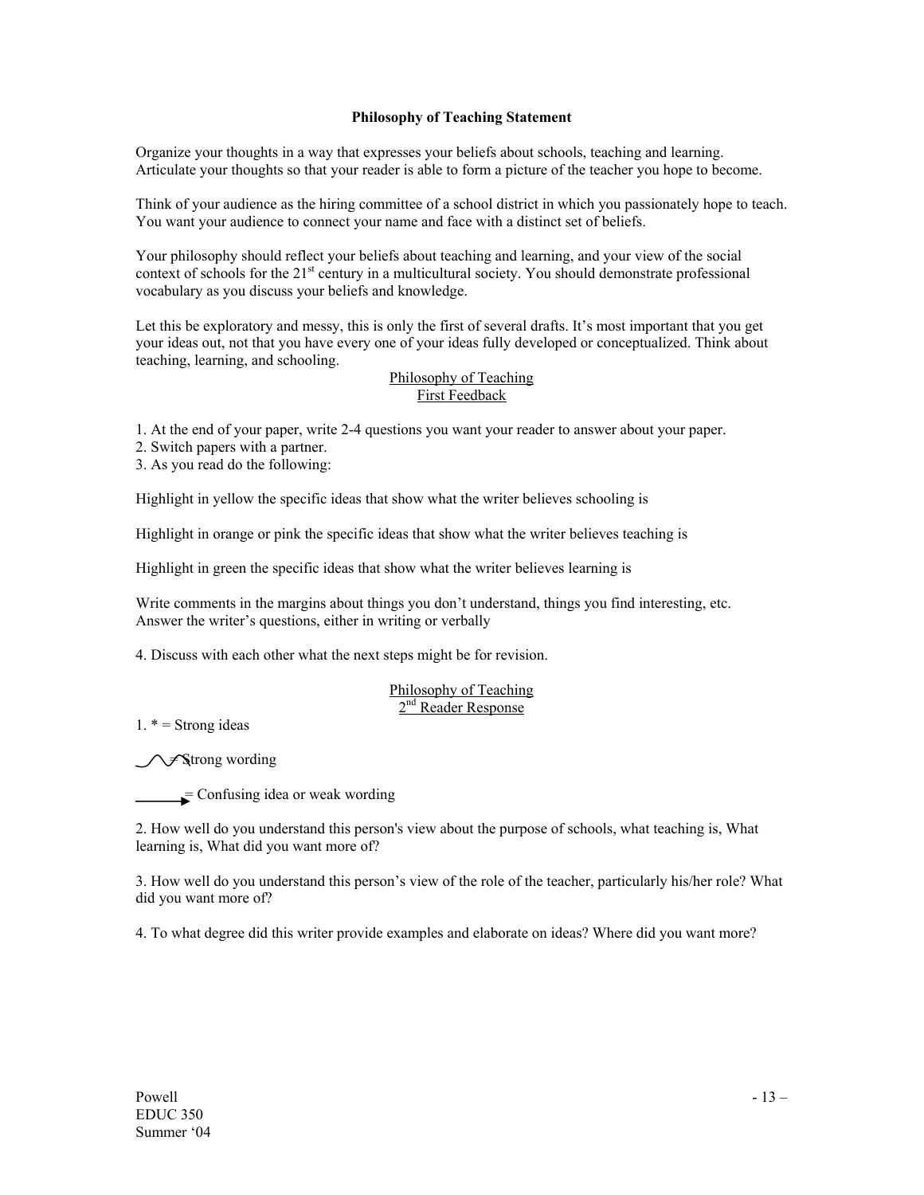## Philosophy of Teaching Statement

Organize your thoughts in a way that expresses your beliefs about schools, teaching and learning. Articulate your thoughts so that your reader is able to form a picture of the teacher you hope to become.

Think of your audience as the hiring committee of a school district in which you passionately hope to teach. You want your audience to connect your name and face with a distinct set of beliefs.

Your philosophy should reflect your beliefs about teaching and learning, and your view of the social context of schools for the 21st century in a multicultural society. You should demonstrate professional vocabulary as you discuss your beliefs and knowledge.

Let this be exploratory and messy, this is only the first of several drafts. It's most important that you get your ideas out, not that you have every one of your ideas fully developed or conceptualized. Think about teaching, learning, and schooling.

### Philosophy of Teaching
### First Feedback

1. At the end of your paper, write 2-4 questions you want your reader to answer about your paper.
2. Switch papers with a partner.
3. As you read do the following:

Highlight in yellow the specific ideas that show what the writer believes schooling is

Highlight in orange or pink the specific ideas that show what the writer believes teaching is

Highlight in green the specific ideas that show what the writer believes learning is

Write comments in the margins about things you don't understand, things you find interesting, etc.
Answer the writer's questions, either in writing or verbally

4. Discuss with each other what the next steps might be for revision.

### Philosophy of Teaching
### 2nd Reader Response

1. * = Strong ideas

~~~ = Strong wording

———→ = Confusing idea or weak wording

2. How well do you understand this person's view about the purpose of schools, what teaching is, What learning is, What did you want more of?

3. How well do you understand this person's view of the role of the teacher, particularly his/her role? What did you want more of?

4. To what degree did this writer provide examples and elaborate on ideas? Where did you want more?